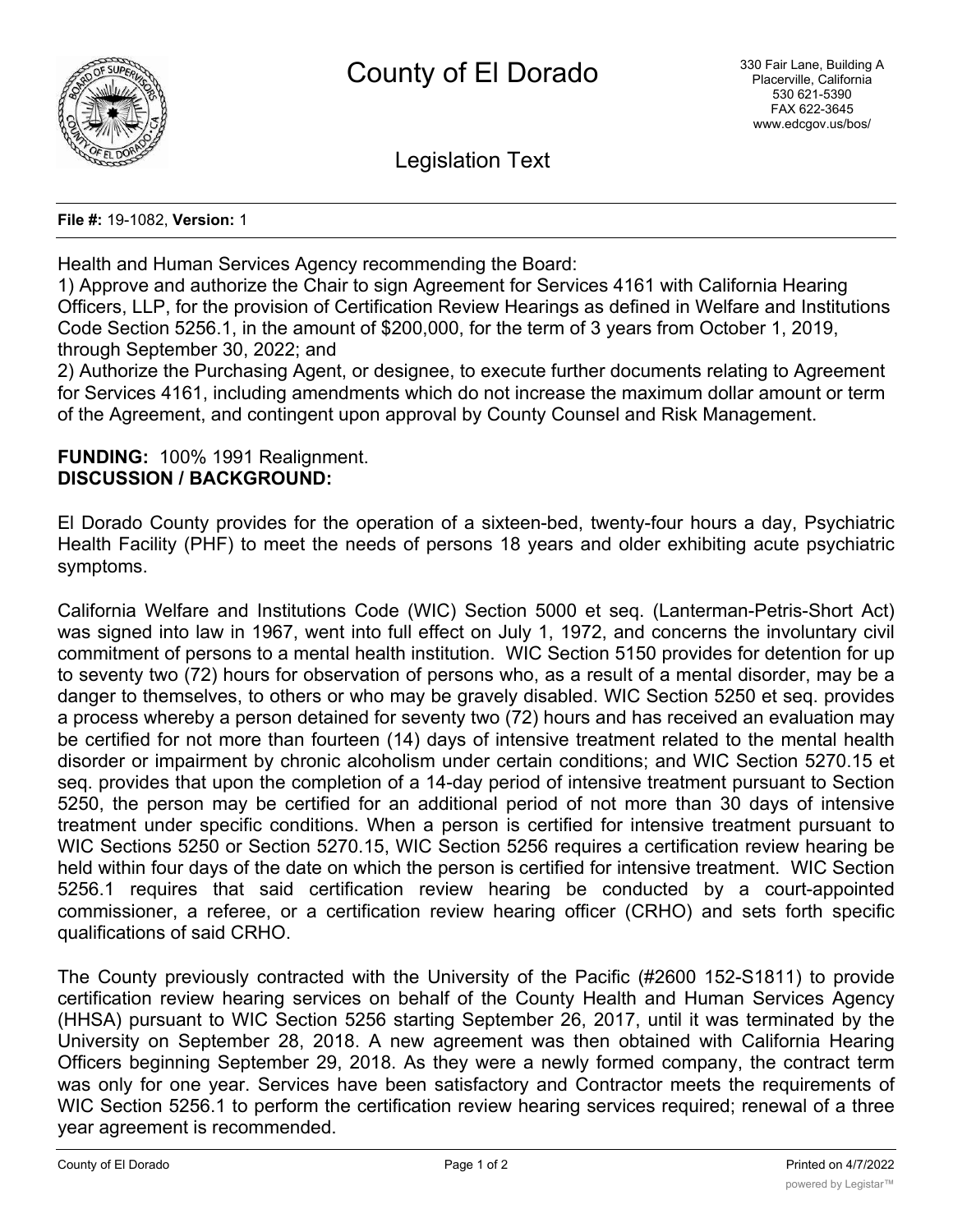# County of El Dorado

330 Fair Lane, Building A
Placerville, California
530 621-5390
FAX 622-3645
www.edcgov.us/bos/

## Legislation Text

**File #:** 19-1082, **Version:** 1

Health and Human Services Agency recommending the Board:
1) Approve and authorize the Chair to sign Agreement for Services 4161 with California Hearing Officers, LLP, for the provision of Certification Review Hearings as defined in Welfare and Institutions Code Section 5256.1, in the amount of $200,000, for the term of 3 years from October 1, 2019, through September 30, 2022; and
2) Authorize the Purchasing Agent, or designee, to execute further documents relating to Agreement for Services 4161, including amendments which do not increase the maximum dollar amount or term of the Agreement, and contingent upon approval by County Counsel and Risk Management.

**FUNDING:** 100% 1991 Realignment.
**DISCUSSION / BACKGROUND:**

El Dorado County provides for the operation of a sixteen-bed, twenty-four hours a day, Psychiatric Health Facility (PHF) to meet the needs of persons 18 years and older exhibiting acute psychiatric symptoms.

California Welfare and Institutions Code (WIC) Section 5000 et seq. (Lanterman-Petris-Short Act) was signed into law in 1967, went into full effect on July 1, 1972, and concerns the involuntary civil commitment of persons to a mental health institution. WIC Section 5150 provides for detention for up to seventy two (72) hours for observation of persons who, as a result of a mental disorder, may be a danger to themselves, to others or who may be gravely disabled. WIC Section 5250 et seq. provides a process whereby a person detained for seventy two (72) hours and has received an evaluation may be certified for not more than fourteen (14) days of intensive treatment related to the mental health disorder or impairment by chronic alcoholism under certain conditions; and WIC Section 5270.15 et seq. provides that upon the completion of a 14-day period of intensive treatment pursuant to Section 5250, the person may be certified for an additional period of not more than 30 days of intensive treatment under specific conditions. When a person is certified for intensive treatment pursuant to WIC Sections 5250 or Section 5270.15, WIC Section 5256 requires a certification review hearing be held within four days of the date on which the person is certified for intensive treatment. WIC Section 5256.1 requires that said certification review hearing be conducted by a court-appointed commissioner, a referee, or a certification review hearing officer (CRHO) and sets forth specific qualifications of said CRHO.

The County previously contracted with the University of the Pacific (#2600 152-S1811) to provide certification review hearing services on behalf of the County Health and Human Services Agency (HHSA) pursuant to WIC Section 5256 starting September 26, 2017, until it was terminated by the University on September 28, 2018. A new agreement was then obtained with California Hearing Officers beginning September 29, 2018. As they were a newly formed company, the contract term was only for one year. Services have been satisfactory and Contractor meets the requirements of WIC Section 5256.1 to perform the certification review hearing services required; renewal of a three year agreement is recommended.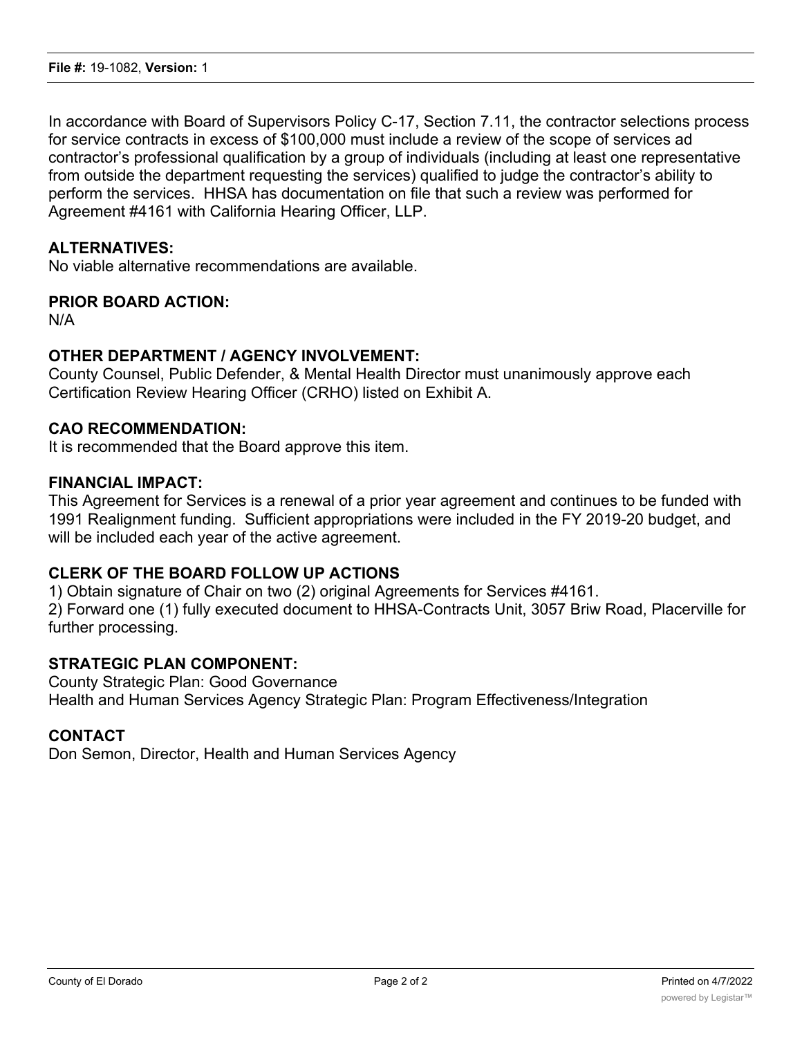In accordance with Board of Supervisors Policy C-17, Section 7.11, the contractor selections process for service contracts in excess of $100,000 must include a review of the scope of services ad contractor's professional qualification by a group of individuals (including at least one representative from outside the department requesting the services) qualified to judge the contractor's ability to perform the services. HHSA has documentation on file that such a review was performed for Agreement #4161 with California Hearing Officer, LLP.

**ALTERNATIVES:**
No viable alternative recommendations are available.

**PRIOR BOARD ACTION:**
N/A

**OTHER DEPARTMENT / AGENCY INVOLVEMENT:**
County Counsel, Public Defender, & Mental Health Director must unanimously approve each Certification Review Hearing Officer (CRHO) listed on Exhibit A.

**CAO RECOMMENDATION:**
It is recommended that the Board approve this item.

**FINANCIAL IMPACT:**
This Agreement for Services is a renewal of a prior year agreement and continues to be funded with 1991 Realignment funding. Sufficient appropriations were included in the FY 2019-20 budget, and will be included each year of the active agreement.

**CLERK OF THE BOARD FOLLOW UP ACTIONS**
1) Obtain signature of Chair on two (2) original Agreements for Services #4161.
2) Forward one (1) fully executed document to HHSA-Contracts Unit, 3057 Briw Road, Placerville for further processing.

**STRATEGIC PLAN COMPONENT:**
County Strategic Plan: Good Governance
Health and Human Services Agency Strategic Plan: Program Effectiveness/Integration

**CONTACT**
Don Semon, Director, Health and Human Services Agency